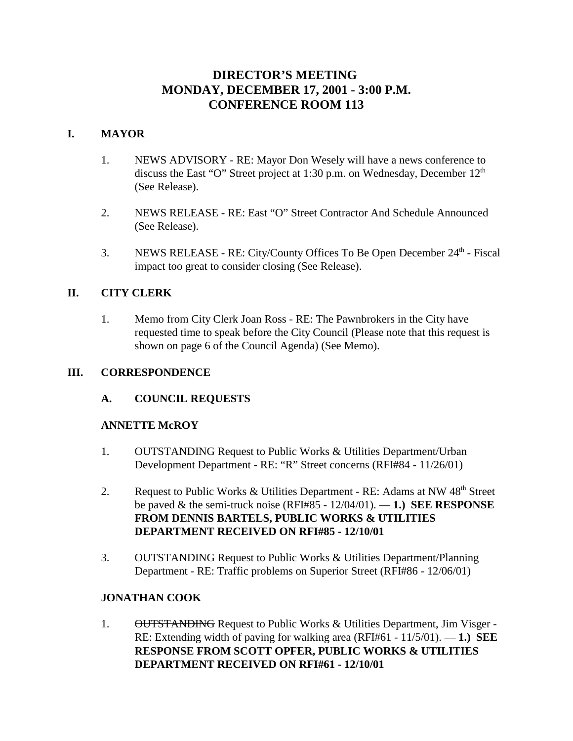# DIRECTOR'S MEETING
# MONDAY, DECEMBER 17, 2001 - 3:00 P.M.
# CONFERENCE ROOM 113

## I. MAYOR

1. NEWS ADVISORY - RE: Mayor Don Wesely will have a news conference to discuss the East "O" Street project at 1:30 p.m. on Wednesday, December 12th (See Release).

2. NEWS RELEASE - RE: East "O" Street Contractor And Schedule Announced (See Release).

3. NEWS RELEASE - RE: City/County Offices To Be Open December 24th - Fiscal impact too great to consider closing (See Release).

## II. CITY CLERK

1. Memo from City Clerk Joan Ross - RE: The Pawnbrokers in the City have requested time to speak before the City Council (Please note that this request is shown on page 6 of the Council Agenda) (See Memo).

## III. CORRESPONDENCE

### A. COUNCIL REQUESTS

**ANNETTE McROY**

1. OUTSTANDING Request to Public Works & Utilities Department/Urban Development Department - RE: "R" Street concerns (RFI#84 - 11/26/01)

2. Request to Public Works & Utilities Department - RE: Adams at NW 48th Street be paved & the semi-truck noise (RFI#85 - 12/04/01). — **1.) SEE RESPONSE FROM DENNIS BARTELS, PUBLIC WORKS & UTILITIES DEPARTMENT RECEIVED ON RFI#85 - 12/10/01**

3. OUTSTANDING Request to Public Works & Utilities Department/Planning Department - RE: Traffic problems on Superior Street (RFI#86 - 12/06/01)

**JONATHAN COOK**

1. ~~OUTSTANDING~~ Request to Public Works & Utilities Department, Jim Visger - RE: Extending width of paving for walking area (RFI#61 - 11/5/01). — **1.) SEE RESPONSE FROM SCOTT OPFER, PUBLIC WORKS & UTILITIES DEPARTMENT RECEIVED ON RFI#61 - 12/10/01**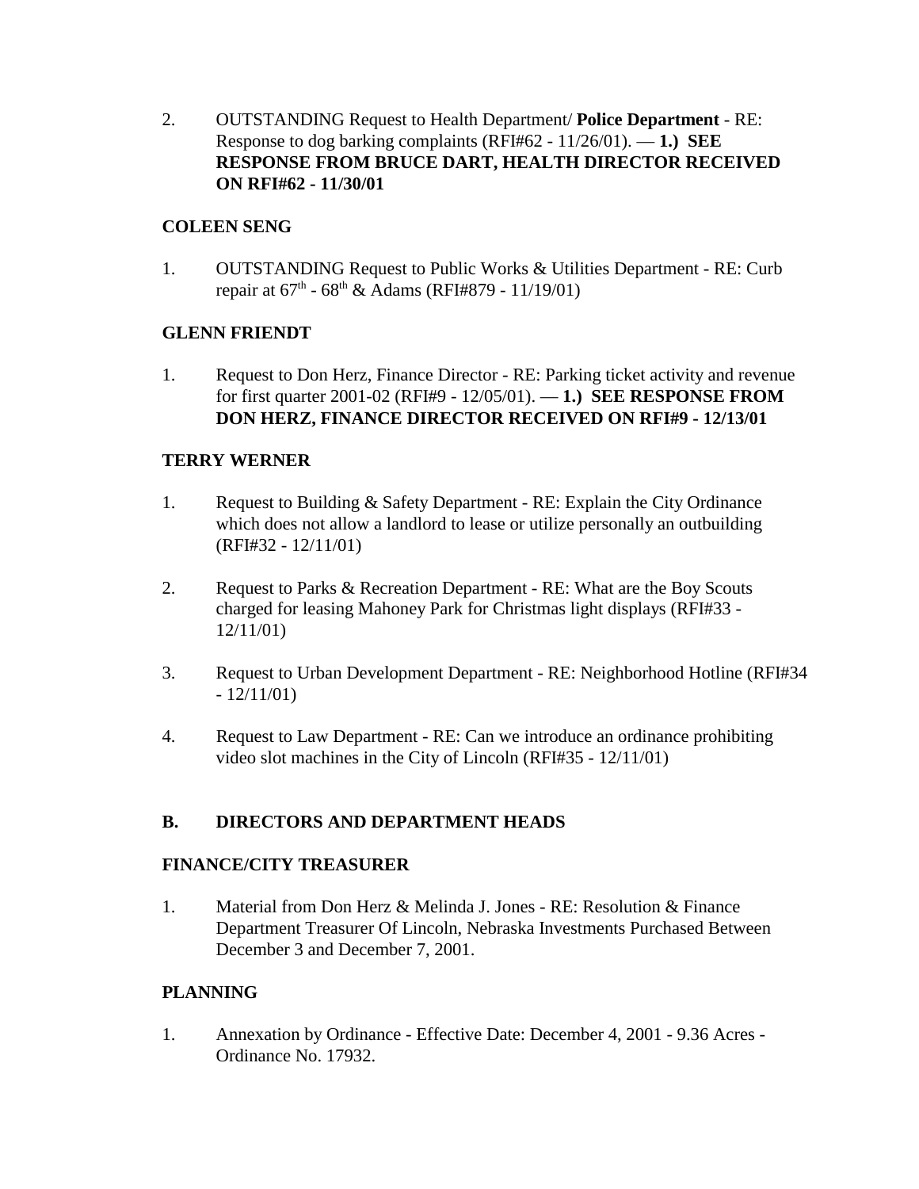2. OUTSTANDING Request to Health Department/ **Police Department** - RE: Response to dog barking complaints (RFI#62 - 11/26/01). — **1.) SEE RESPONSE FROM BRUCE DART, HEALTH DIRECTOR RECEIVED ON RFI#62 - 11/30/01**

**COLEEN SENG**

1. OUTSTANDING Request to Public Works & Utilities Department - RE: Curb repair at 67th - 68th & Adams (RFI#879 - 11/19/01)

**GLENN FRIENDT**

1. Request to Don Herz, Finance Director - RE: Parking ticket activity and revenue for first quarter 2001-02 (RFI#9 - 12/05/01). — **1.) SEE RESPONSE FROM DON HERZ, FINANCE DIRECTOR RECEIVED ON RFI#9 - 12/13/01**

**TERRY WERNER**

1. Request to Building & Safety Department - RE: Explain the City Ordinance which does not allow a landlord to lease or utilize personally an outbuilding (RFI#32 - 12/11/01)

2. Request to Parks & Recreation Department - RE: What are the Boy Scouts charged for leasing Mahoney Park for Christmas light displays (RFI#33 - 12/11/01)

3. Request to Urban Development Department - RE: Neighborhood Hotline (RFI#34 - 12/11/01)

4. Request to Law Department - RE: Can we introduce an ordinance prohibiting video slot machines in the City of Lincoln (RFI#35 - 12/11/01)

## B. DIRECTORS AND DEPARTMENT HEADS

**FINANCE/CITY TREASURER**

1. Material from Don Herz & Melinda J. Jones - RE: Resolution & Finance Department Treasurer Of Lincoln, Nebraska Investments Purchased Between December 3 and December 7, 2001.

**PLANNING**

1. Annexation by Ordinance - Effective Date: December 4, 2001 - 9.36 Acres - Ordinance No. 17932.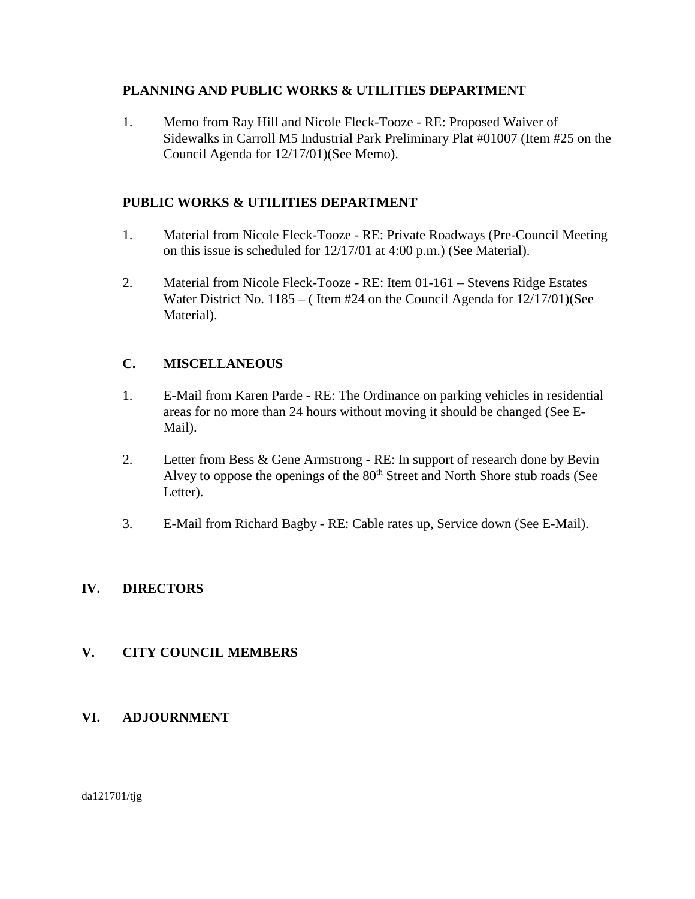**PLANNING AND PUBLIC WORKS & UTILITIES DEPARTMENT**

1. Memo from Ray Hill and Nicole Fleck-Tooze - RE: Proposed Waiver of Sidewalks in Carroll M5 Industrial Park Preliminary Plat #01007 (Item #25 on the Council Agenda for 12/17/01)(See Memo).

**PUBLIC WORKS & UTILITIES DEPARTMENT**

1. Material from Nicole Fleck-Tooze - RE: Private Roadways (Pre-Council Meeting on this issue is scheduled for 12/17/01 at 4:00 p.m.) (See Material).

2. Material from Nicole Fleck-Tooze - RE: Item 01-161 – Stevens Ridge Estates Water District No. 1185 – ( Item #24 on the Council Agenda for 12/17/01)(See Material).

**C. MISCELLANEOUS**

1. E-Mail from Karen Parde - RE: The Ordinance on parking vehicles in residential areas for no more than 24 hours without moving it should be changed (See E-Mail).

2. Letter from Bess & Gene Armstrong - RE: In support of research done by Bevin Alvey to oppose the openings of the 80th Street and North Shore stub roads (See Letter).

3. E-Mail from Richard Bagby - RE: Cable rates up, Service down (See E-Mail).

## IV. DIRECTORS

## V. CITY COUNCIL MEMBERS

## VI. ADJOURNMENT

da121701/tjg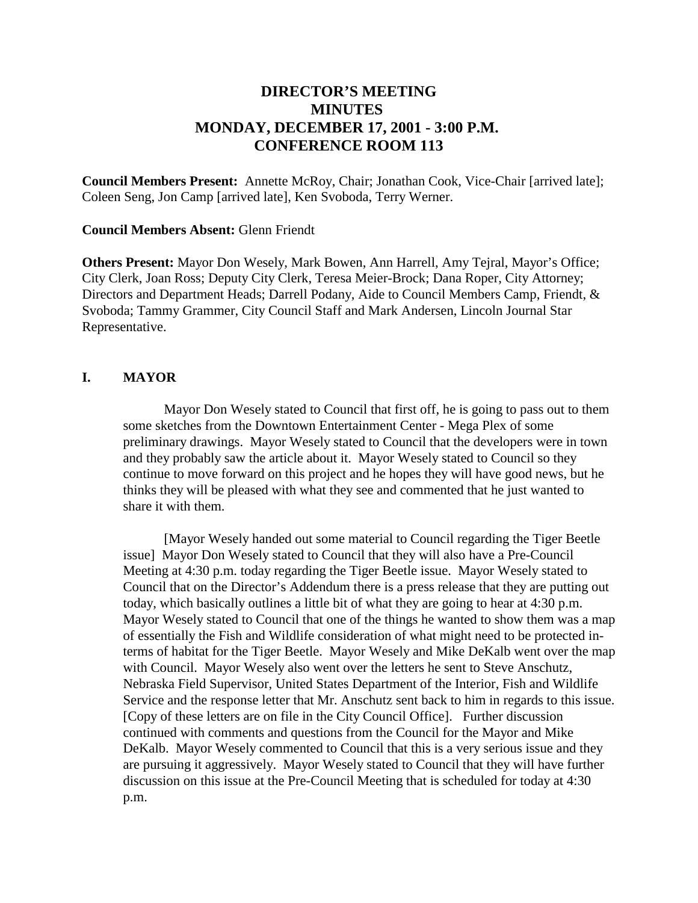# DIRECTOR'S MEETING
# MINUTES
# MONDAY, DECEMBER 17, 2001 - 3:00 P.M.
# CONFERENCE ROOM 113

**Council Members Present:** Annette McRoy, Chair; Jonathan Cook, Vice-Chair [arrived late]; Coleen Seng, Jon Camp [arrived late], Ken Svoboda, Terry Werner.

**Council Members Absent:** Glenn Friendt

**Others Present:** Mayor Don Wesely, Mark Bowen, Ann Harrell, Amy Tejral, Mayor's Office; City Clerk, Joan Ross; Deputy City Clerk, Teresa Meier-Brock; Dana Roper, City Attorney; Directors and Department Heads; Darrell Podany, Aide to Council Members Camp, Friendt, & Svoboda; Tammy Grammer, City Council Staff and Mark Andersen, Lincoln Journal Star Representative.

## I. MAYOR

Mayor Don Wesely stated to Council that first off, he is going to pass out to them some sketches from the Downtown Entertainment Center - Mega Plex of some preliminary drawings. Mayor Wesely stated to Council that the developers were in town and they probably saw the article about it. Mayor Wesely stated to Council so they continue to move forward on this project and he hopes they will have good news, but he thinks they will be pleased with what they see and commented that he just wanted to share it with them.

[Mayor Wesely handed out some material to Council regarding the Tiger Beetle issue] Mayor Don Wesely stated to Council that they will also have a Pre-Council Meeting at 4:30 p.m. today regarding the Tiger Beetle issue. Mayor Wesely stated to Council that on the Director's Addendum there is a press release that they are putting out today, which basically outlines a little bit of what they are going to hear at 4:30 p.m. Mayor Wesely stated to Council that one of the things he wanted to show them was a map of essentially the Fish and Wildlife consideration of what might need to be protected in-terms of habitat for the Tiger Beetle. Mayor Wesely and Mike DeKalb went over the map with Council. Mayor Wesely also went over the letters he sent to Steve Anschutz, Nebraska Field Supervisor, United States Department of the Interior, Fish and Wildlife Service and the response letter that Mr. Anschutz sent back to him in regards to this issue. [Copy of these letters are on file in the City Council Office]. Further discussion continued with comments and questions from the Council for the Mayor and Mike DeKalb. Mayor Wesely commented to Council that this is a very serious issue and they are pursuing it aggressively. Mayor Wesely stated to Council that they will have further discussion on this issue at the Pre-Council Meeting that is scheduled for today at 4:30 p.m.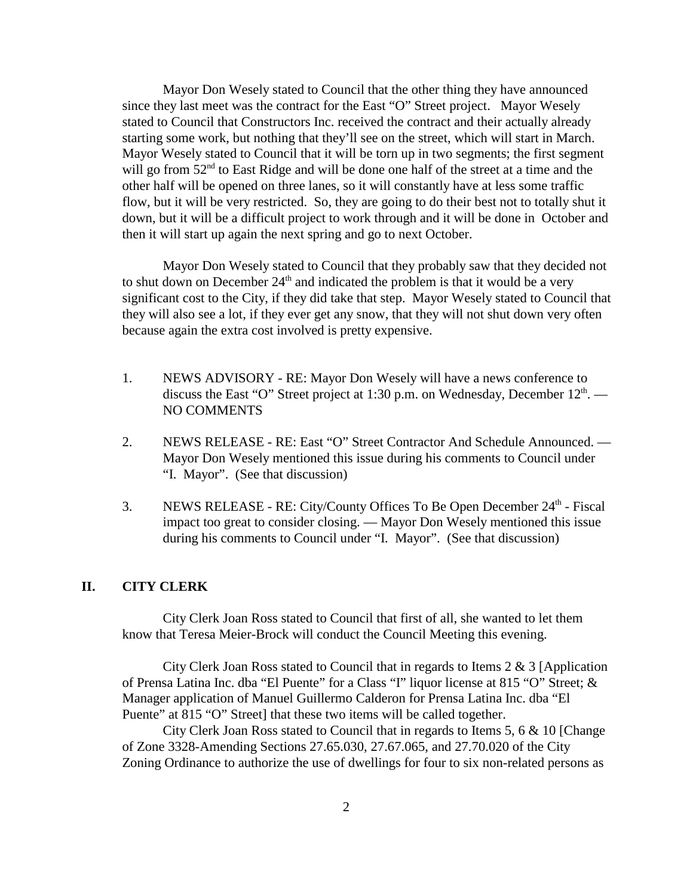Mayor Don Wesely stated to Council that the other thing they have announced since they last meet was the contract for the East "O" Street project. Mayor Wesely stated to Council that Constructors Inc. received the contract and their actually already starting some work, but nothing that they'll see on the street, which will start in March. Mayor Wesely stated to Council that it will be torn up in two segments; the first segment will go from 52nd to East Ridge and will be done one half of the street at a time and the other half will be opened on three lanes, so it will constantly have at less some traffic flow, but it will be very restricted. So, they are going to do their best not to totally shut it down, but it will be a difficult project to work through and it will be done in October and then it will start up again the next spring and go to next October.

Mayor Don Wesely stated to Council that they probably saw that they decided not to shut down on December 24th and indicated the problem is that it would be a very significant cost to the City, if they did take that step. Mayor Wesely stated to Council that they will also see a lot, if they ever get any snow, that they will not shut down very often because again the extra cost involved is pretty expensive.

1. NEWS ADVISORY - RE: Mayor Don Wesely will have a news conference to discuss the East "O" Street project at 1:30 p.m. on Wednesday, December 12th. — NO COMMENTS

2. NEWS RELEASE - RE: East "O" Street Contractor And Schedule Announced. — Mayor Don Wesely mentioned this issue during his comments to Council under "I. Mayor". (See that discussion)

3. NEWS RELEASE - RE: City/County Offices To Be Open December 24th - Fiscal impact too great to consider closing. — Mayor Don Wesely mentioned this issue during his comments to Council under "I. Mayor". (See that discussion)

## II. CITY CLERK

City Clerk Joan Ross stated to Council that first of all, she wanted to let them know that Teresa Meier-Brock will conduct the Council Meeting this evening.

City Clerk Joan Ross stated to Council that in regards to Items 2 & 3 [Application of Prensa Latina Inc. dba "El Puente" for a Class "I" liquor license at 815 "O" Street; & Manager application of Manuel Guillermo Calderon for Prensa Latina Inc. dba "El Puente" at 815 "O" Street] that these two items will be called together.

City Clerk Joan Ross stated to Council that in regards to Items 5, 6 & 10 [Change of Zone 3328-Amending Sections 27.65.030, 27.67.065, and 27.70.020 of the City Zoning Ordinance to authorize the use of dwellings for four to six non-related persons as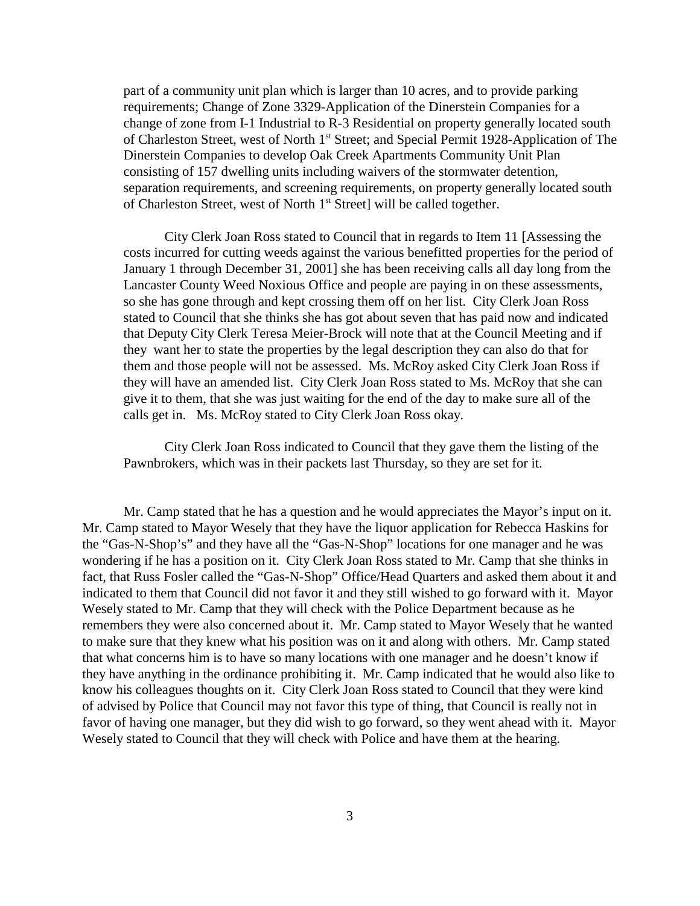part of a community unit plan which is larger than 10 acres, and to provide parking requirements; Change of Zone 3329-Application of the Dinerstein Companies for a change of zone from I-1 Industrial to R-3 Residential on property generally located south of Charleston Street, west of North 1st Street; and Special Permit 1928-Application of The Dinerstein Companies to develop Oak Creek Apartments Community Unit Plan consisting of 157 dwelling units including waivers of the stormwater detention, separation requirements, and screening requirements, on property generally located south of Charleston Street, west of North 1st Street] will be called together.

City Clerk Joan Ross stated to Council that in regards to Item 11 [Assessing the costs incurred for cutting weeds against the various benefitted properties for the period of January 1 through December 31, 2001] she has been receiving calls all day long from the Lancaster County Weed Noxious Office and people are paying in on these assessments, so she has gone through and kept crossing them off on her list. City Clerk Joan Ross stated to Council that she thinks she has got about seven that has paid now and indicated that Deputy City Clerk Teresa Meier-Brock will note that at the Council Meeting and if they want her to state the properties by the legal description they can also do that for them and those people will not be assessed. Ms. McRoy asked City Clerk Joan Ross if they will have an amended list. City Clerk Joan Ross stated to Ms. McRoy that she can give it to them, that she was just waiting for the end of the day to make sure all of the calls get in. Ms. McRoy stated to City Clerk Joan Ross okay.

City Clerk Joan Ross indicated to Council that they gave them the listing of the Pawnbrokers, which was in their packets last Thursday, so they are set for it.

Mr. Camp stated that he has a question and he would appreciates the Mayor's input on it. Mr. Camp stated to Mayor Wesely that they have the liquor application for Rebecca Haskins for the "Gas-N-Shop's" and they have all the "Gas-N-Shop" locations for one manager and he was wondering if he has a position on it. City Clerk Joan Ross stated to Mr. Camp that she thinks in fact, that Russ Fosler called the "Gas-N-Shop" Office/Head Quarters and asked them about it and indicated to them that Council did not favor it and they still wished to go forward with it. Mayor Wesely stated to Mr. Camp that they will check with the Police Department because as he remembers they were also concerned about it. Mr. Camp stated to Mayor Wesely that he wanted to make sure that they knew what his position was on it and along with others. Mr. Camp stated that what concerns him is to have so many locations with one manager and he doesn't know if they have anything in the ordinance prohibiting it. Mr. Camp indicated that he would also like to know his colleagues thoughts on it. City Clerk Joan Ross stated to Council that they were kind of advised by Police that Council may not favor this type of thing, that Council is really not in favor of having one manager, but they did wish to go forward, so they went ahead with it. Mayor Wesely stated to Council that they will check with Police and have them at the hearing.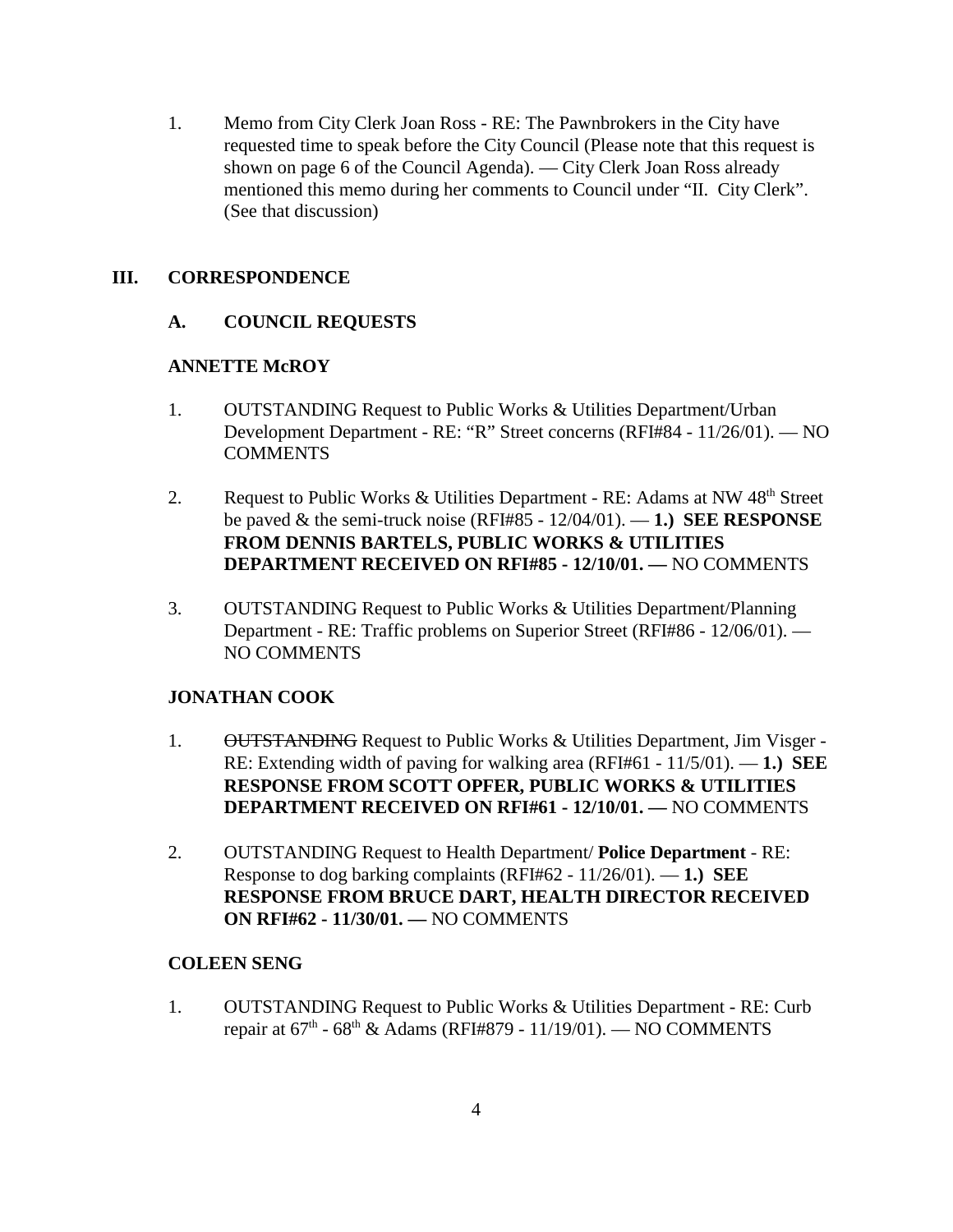1. Memo from City Clerk Joan Ross - RE: The Pawnbrokers in the City have requested time to speak before the City Council (Please note that this request is shown on page 6 of the Council Agenda). — City Clerk Joan Ross already mentioned this memo during her comments to Council under "II. City Clerk". (See that discussion)

## III. CORRESPONDENCE

### A. COUNCIL REQUESTS

**ANNETTE McROY**

1. OUTSTANDING Request to Public Works & Utilities Department/Urban Development Department - RE: "R" Street concerns (RFI#84 - 11/26/01). — NO COMMENTS

2. Request to Public Works & Utilities Department - RE: Adams at NW 48th Street be paved & the semi-truck noise (RFI#85 - 12/04/01). — **1.) SEE RESPONSE FROM DENNIS BARTELS, PUBLIC WORKS & UTILITIES DEPARTMENT RECEIVED ON RFI#85 - 12/10/01. —** NO COMMENTS

3. OUTSTANDING Request to Public Works & Utilities Department/Planning Department - RE: Traffic problems on Superior Street (RFI#86 - 12/06/01). — NO COMMENTS

**JONATHAN COOK**

1. ~~OUTSTANDING~~ Request to Public Works & Utilities Department, Jim Visger - RE: Extending width of paving for walking area (RFI#61 - 11/5/01). — **1.) SEE RESPONSE FROM SCOTT OPFER, PUBLIC WORKS & UTILITIES DEPARTMENT RECEIVED ON RFI#61 - 12/10/01. —** NO COMMENTS

2. OUTSTANDING Request to Health Department/ **Police Department** - RE: Response to dog barking complaints (RFI#62 - 11/26/01). — **1.) SEE RESPONSE FROM BRUCE DART, HEALTH DIRECTOR RECEIVED ON RFI#62 - 11/30/01. —** NO COMMENTS

**COLEEN SENG**

1. OUTSTANDING Request to Public Works & Utilities Department - RE: Curb repair at 67th - 68th & Adams (RFI#879 - 11/19/01). — NO COMMENTS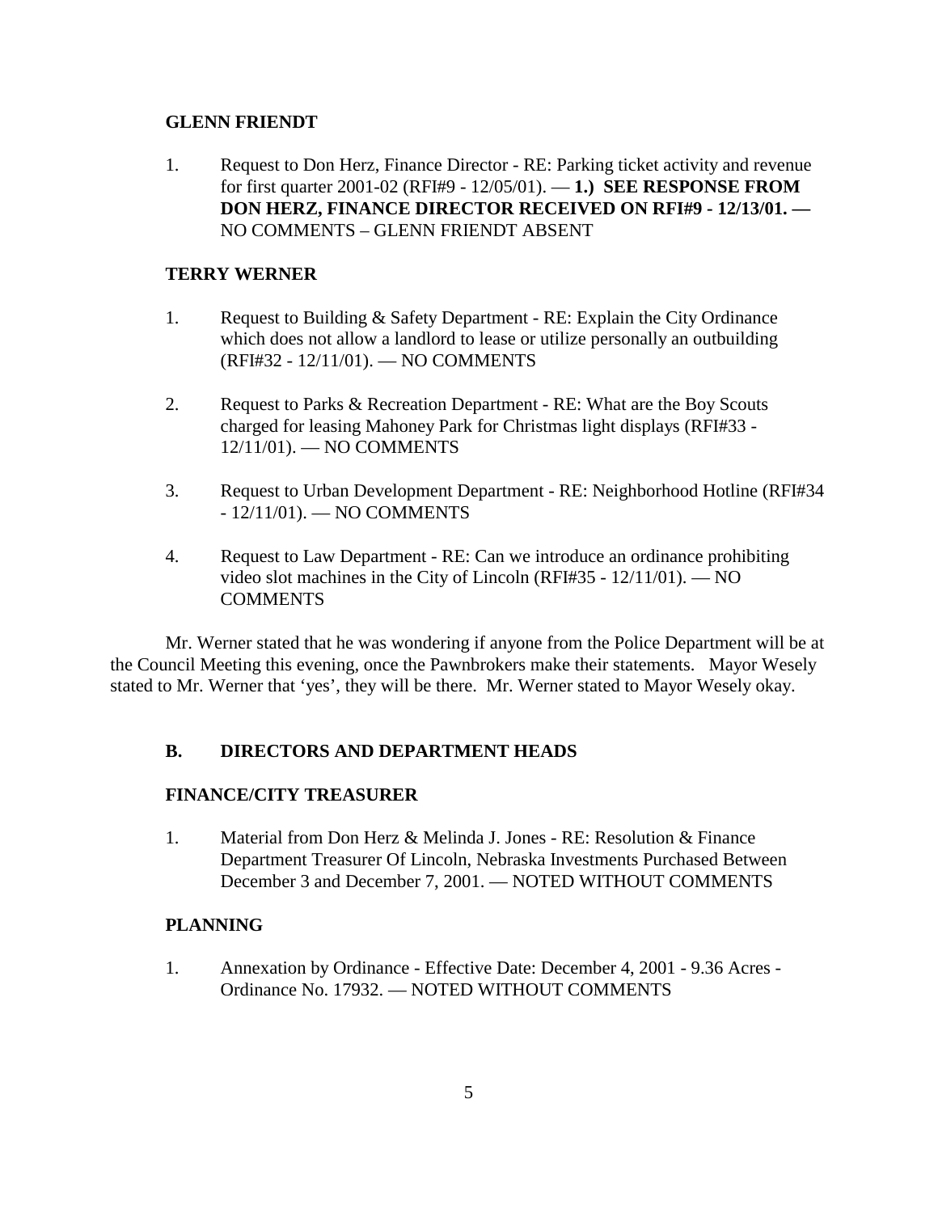**GLENN FRIENDT**

1. Request to Don Herz, Finance Director - RE: Parking ticket activity and revenue for first quarter 2001-02 (RFI#9 - 12/05/01). — **1.) SEE RESPONSE FROM DON HERZ, FINANCE DIRECTOR RECEIVED ON RFI#9 - 12/13/01. —** NO COMMENTS – GLENN FRIENDT ABSENT

**TERRY WERNER**

1. Request to Building & Safety Department - RE: Explain the City Ordinance which does not allow a landlord to lease or utilize personally an outbuilding (RFI#32 - 12/11/01). — NO COMMENTS

2. Request to Parks & Recreation Department - RE: What are the Boy Scouts charged for leasing Mahoney Park for Christmas light displays (RFI#33 - 12/11/01). — NO COMMENTS

3. Request to Urban Development Department - RE: Neighborhood Hotline (RFI#34 - 12/11/01). — NO COMMENTS

4. Request to Law Department - RE: Can we introduce an ordinance prohibiting video slot machines in the City of Lincoln (RFI#35 - 12/11/01). — NO COMMENTS

Mr. Werner stated that he was wondering if anyone from the Police Department will be at the Council Meeting this evening, once the Pawnbrokers make their statements. Mayor Wesely stated to Mr. Werner that 'yes', they will be there. Mr. Werner stated to Mayor Wesely okay.

**B. DIRECTORS AND DEPARTMENT HEADS**

**FINANCE/CITY TREASURER**

1. Material from Don Herz & Melinda J. Jones - RE: Resolution & Finance Department Treasurer Of Lincoln, Nebraska Investments Purchased Between December 3 and December 7, 2001. — NOTED WITHOUT COMMENTS

**PLANNING**

1. Annexation by Ordinance - Effective Date: December 4, 2001 - 9.36 Acres - Ordinance No. 17932. — NOTED WITHOUT COMMENTS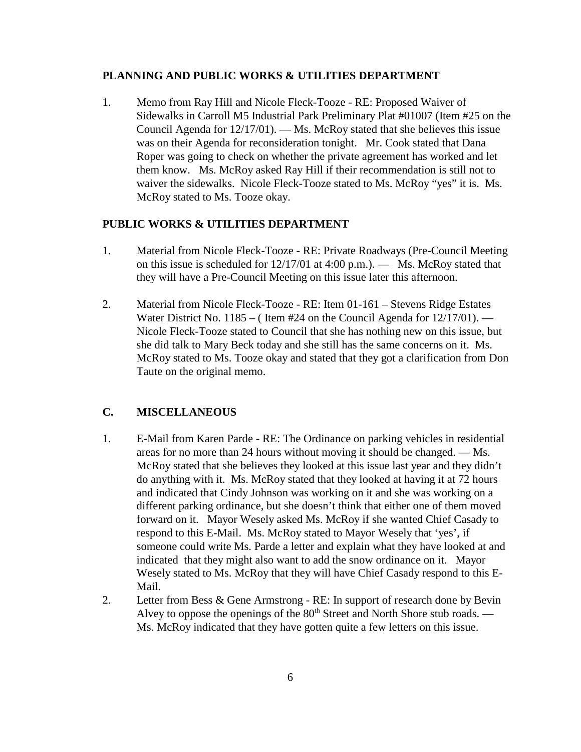**PLANNING AND PUBLIC WORKS & UTILITIES DEPARTMENT**

1. Memo from Ray Hill and Nicole Fleck-Tooze - RE: Proposed Waiver of Sidewalks in Carroll M5 Industrial Park Preliminary Plat #01007 (Item #25 on the Council Agenda for 12/17/01). — Ms. McRoy stated that she believes this issue was on their Agenda for reconsideration tonight. Mr. Cook stated that Dana Roper was going to check on whether the private agreement has worked and let them know. Ms. McRoy asked Ray Hill if their recommendation is still not to waiver the sidewalks. Nicole Fleck-Tooze stated to Ms. McRoy "yes" it is. Ms. McRoy stated to Ms. Tooze okay.

**PUBLIC WORKS & UTILITIES DEPARTMENT**

1. Material from Nicole Fleck-Tooze - RE: Private Roadways (Pre-Council Meeting on this issue is scheduled for 12/17/01 at 4:00 p.m.). — Ms. McRoy stated that they will have a Pre-Council Meeting on this issue later this afternoon.

2. Material from Nicole Fleck-Tooze - RE: Item 01-161 – Stevens Ridge Estates Water District No. 1185 – ( Item #24 on the Council Agenda for 12/17/01). — Nicole Fleck-Tooze stated to Council that she has nothing new on this issue, but she did talk to Mary Beck today and she still has the same concerns on it. Ms. McRoy stated to Ms. Tooze okay and stated that they got a clarification from Don Taute on the original memo.

## C. MISCELLANEOUS

1. E-Mail from Karen Parde - RE: The Ordinance on parking vehicles in residential areas for no more than 24 hours without moving it should be changed. — Ms. McRoy stated that she believes they looked at this issue last year and they didn't do anything with it. Ms. McRoy stated that they looked at having it at 72 hours and indicated that Cindy Johnson was working on it and she was working on a different parking ordinance, but she doesn't think that either one of them moved forward on it. Mayor Wesely asked Ms. McRoy if she wanted Chief Casady to respond to this E-Mail. Ms. McRoy stated to Mayor Wesely that 'yes', if someone could write Ms. Parde a letter and explain what they have looked at and indicated that they might also want to add the snow ordinance on it. Mayor Wesely stated to Ms. McRoy that they will have Chief Casady respond to this E-Mail.
2. Letter from Bess & Gene Armstrong - RE: In support of research done by Bevin Alvey to oppose the openings of the 80th Street and North Shore stub roads. — Ms. McRoy indicated that they have gotten quite a few letters on this issue.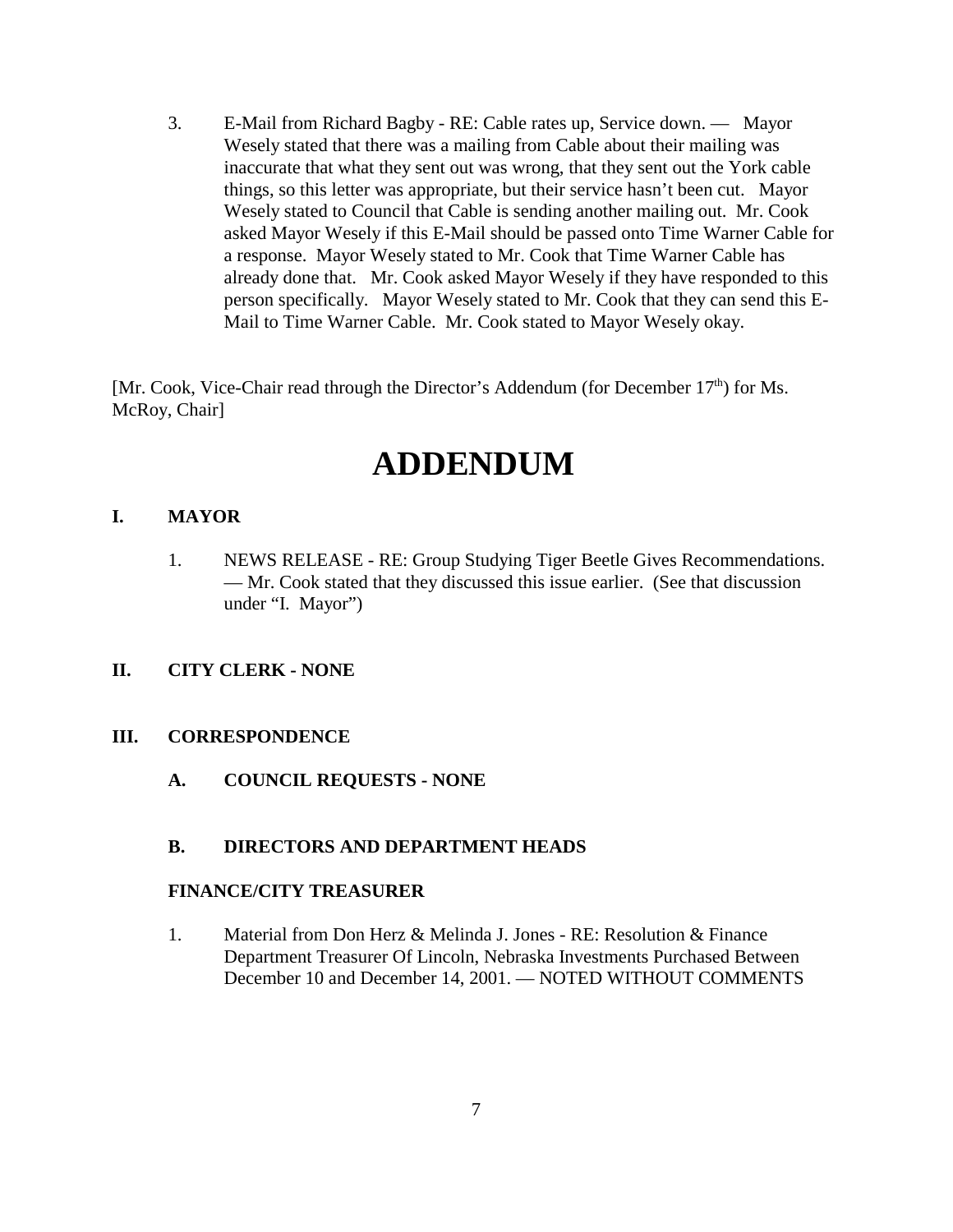3. E-Mail from Richard Bagby - RE: Cable rates up, Service down. — Mayor Wesely stated that there was a mailing from Cable about their mailing was inaccurate that what they sent out was wrong, that they sent out the York cable things, so this letter was appropriate, but their service hasn't been cut. Mayor Wesely stated to Council that Cable is sending another mailing out. Mr. Cook asked Mayor Wesely if this E-Mail should be passed onto Time Warner Cable for a response. Mayor Wesely stated to Mr. Cook that Time Warner Cable has already done that. Mr. Cook asked Mayor Wesely if they have responded to this person specifically. Mayor Wesely stated to Mr. Cook that they can send this E-Mail to Time Warner Cable. Mr. Cook stated to Mayor Wesely okay.

[Mr. Cook, Vice-Chair read through the Director's Addendum (for December 17th) for Ms. McRoy, Chair]

# ADDENDUM

## I. MAYOR

1. NEWS RELEASE - RE: Group Studying Tiger Beetle Gives Recommendations. — Mr. Cook stated that they discussed this issue earlier. (See that discussion under "I. Mayor")

## II. CITY CLERK - NONE

## III. CORRESPONDENCE

### A. COUNCIL REQUESTS - NONE

### B. DIRECTORS AND DEPARTMENT HEADS

**FINANCE/CITY TREASURER**

1. Material from Don Herz & Melinda J. Jones - RE: Resolution & Finance Department Treasurer Of Lincoln, Nebraska Investments Purchased Between December 10 and December 14, 2001. — NOTED WITHOUT COMMENTS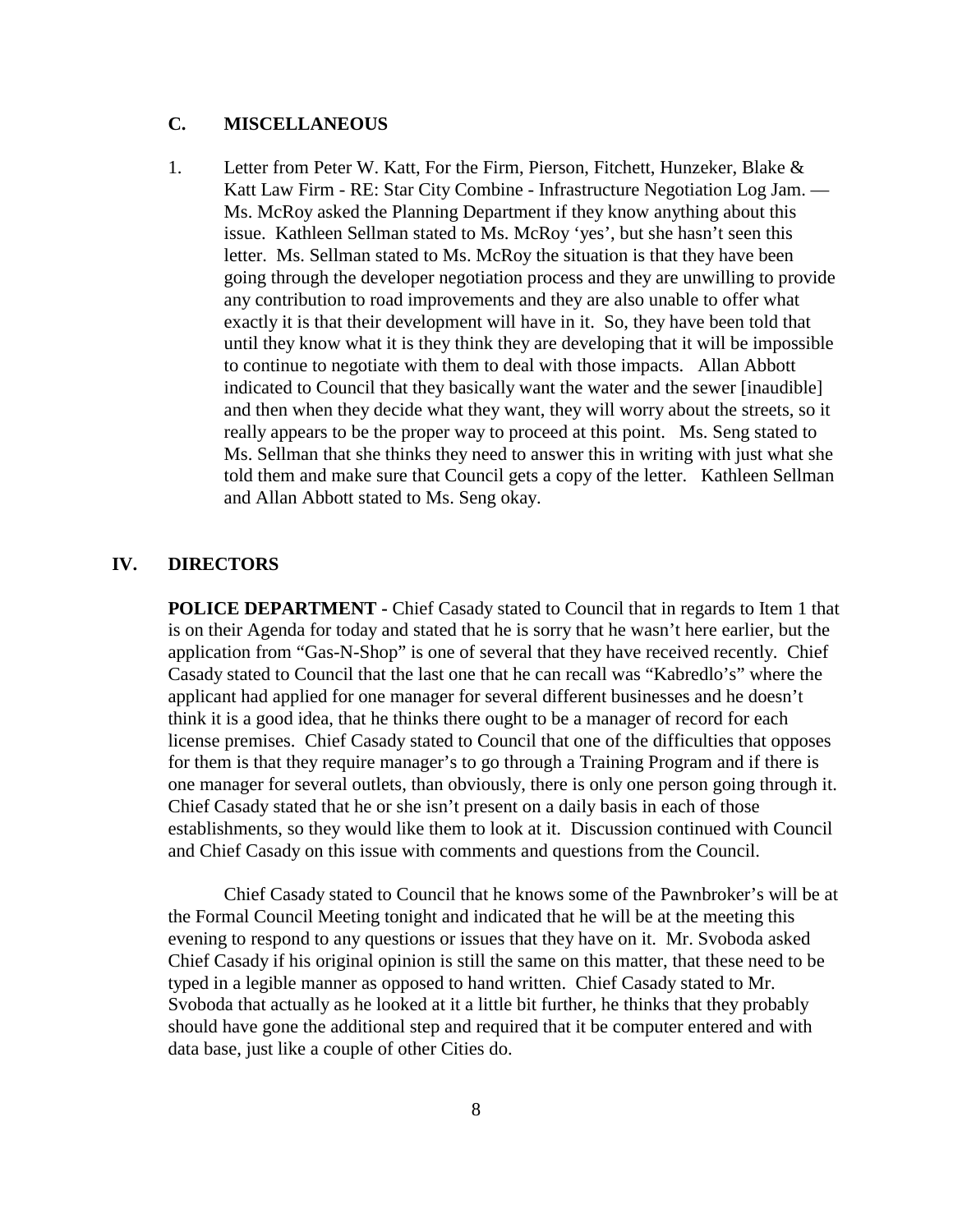### C. MISCELLANEOUS

1. Letter from Peter W. Katt, For the Firm, Pierson, Fitchett, Hunzeker, Blake & Katt Law Firm - RE: Star City Combine - Infrastructure Negotiation Log Jam. — Ms. McRoy asked the Planning Department if they know anything about this issue. Kathleen Sellman stated to Ms. McRoy 'yes', but she hasn't seen this letter. Ms. Sellman stated to Ms. McRoy the situation is that they have been going through the developer negotiation process and they are unwilling to provide any contribution to road improvements and they are also unable to offer what exactly it is that their development will have in it. So, they have been told that until they know what it is they think they are developing that it will be impossible to continue to negotiate with them to deal with those impacts. Allan Abbott indicated to Council that they basically want the water and the sewer [inaudible] and then when they decide what they want, they will worry about the streets, so it really appears to be the proper way to proceed at this point. Ms. Seng stated to Ms. Sellman that she thinks they need to answer this in writing with just what she told them and make sure that Council gets a copy of the letter. Kathleen Sellman and Allan Abbott stated to Ms. Seng okay.

## IV. DIRECTORS

**POLICE DEPARTMENT -** Chief Casady stated to Council that in regards to Item 1 that is on their Agenda for today and stated that he is sorry that he wasn't here earlier, but the application from "Gas-N-Shop" is one of several that they have received recently. Chief Casady stated to Council that the last one that he can recall was "Kabredlo's" where the applicant had applied for one manager for several different businesses and he doesn't think it is a good idea, that he thinks there ought to be a manager of record for each license premises. Chief Casady stated to Council that one of the difficulties that opposes for them is that they require manager's to go through a Training Program and if there is one manager for several outlets, than obviously, there is only one person going through it. Chief Casady stated that he or she isn't present on a daily basis in each of those establishments, so they would like them to look at it. Discussion continued with Council and Chief Casady on this issue with comments and questions from the Council.

Chief Casady stated to Council that he knows some of the Pawnbroker's will be at the Formal Council Meeting tonight and indicated that he will be at the meeting this evening to respond to any questions or issues that they have on it. Mr. Svoboda asked Chief Casady if his original opinion is still the same on this matter, that these need to be typed in a legible manner as opposed to hand written. Chief Casady stated to Mr. Svoboda that actually as he looked at it a little bit further, he thinks that they probably should have gone the additional step and required that it be computer entered and with data base, just like a couple of other Cities do.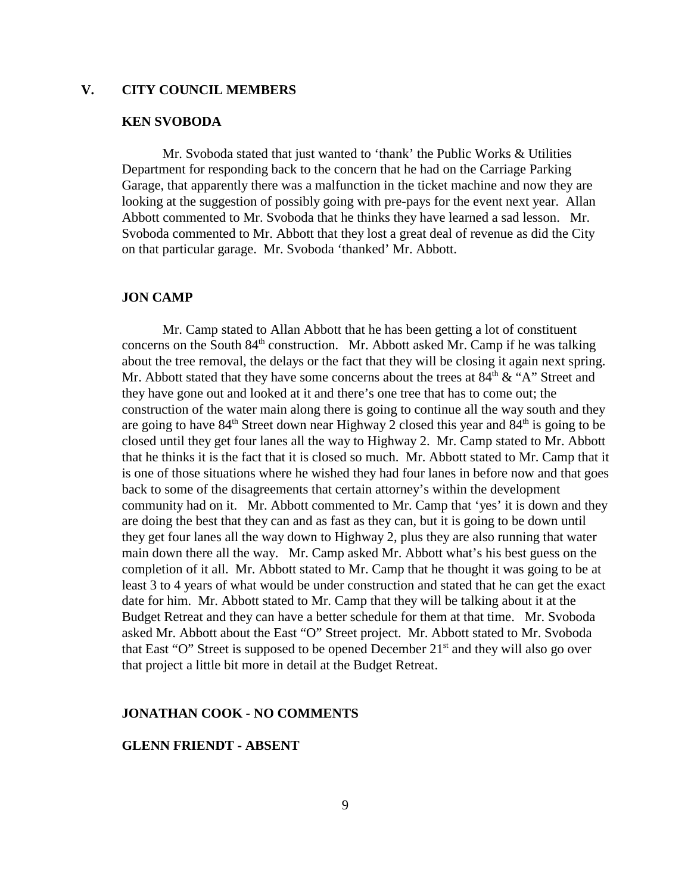## V. CITY COUNCIL MEMBERS

### KEN SVOBODA

Mr. Svoboda stated that just wanted to 'thank' the Public Works & Utilities Department for responding back to the concern that he had on the Carriage Parking Garage, that apparently there was a malfunction in the ticket machine and now they are looking at the suggestion of possibly going with pre-pays for the event next year. Allan Abbott commented to Mr. Svoboda that he thinks they have learned a sad lesson. Mr. Svoboda commented to Mr. Abbott that they lost a great deal of revenue as did the City on that particular garage. Mr. Svoboda 'thanked' Mr. Abbott.

### JON CAMP

Mr. Camp stated to Allan Abbott that he has been getting a lot of constituent concerns on the South 84th construction. Mr. Abbott asked Mr. Camp if he was talking about the tree removal, the delays or the fact that they will be closing it again next spring. Mr. Abbott stated that they have some concerns about the trees at 84th & "A" Street and they have gone out and looked at it and there's one tree that has to come out; the construction of the water main along there is going to continue all the way south and they are going to have 84th Street down near Highway 2 closed this year and 84th is going to be closed until they get four lanes all the way to Highway 2. Mr. Camp stated to Mr. Abbott that he thinks it is the fact that it is closed so much. Mr. Abbott stated to Mr. Camp that it is one of those situations where he wished they had four lanes in before now and that goes back to some of the disagreements that certain attorney's within the development community had on it. Mr. Abbott commented to Mr. Camp that 'yes' it is down and they are doing the best that they can and as fast as they can, but it is going to be down until they get four lanes all the way down to Highway 2, plus they are also running that water main down there all the way. Mr. Camp asked Mr. Abbott what's his best guess on the completion of it all. Mr. Abbott stated to Mr. Camp that he thought it was going to be at least 3 to 4 years of what would be under construction and stated that he can get the exact date for him. Mr. Abbott stated to Mr. Camp that they will be talking about it at the Budget Retreat and they can have a better schedule for them at that time. Mr. Svoboda asked Mr. Abbott about the East "O" Street project. Mr. Abbott stated to Mr. Svoboda that East "O" Street is supposed to be opened December 21st and they will also go over that project a little bit more in detail at the Budget Retreat.

### JONATHAN COOK - NO COMMENTS

### GLENN FRIENDT - ABSENT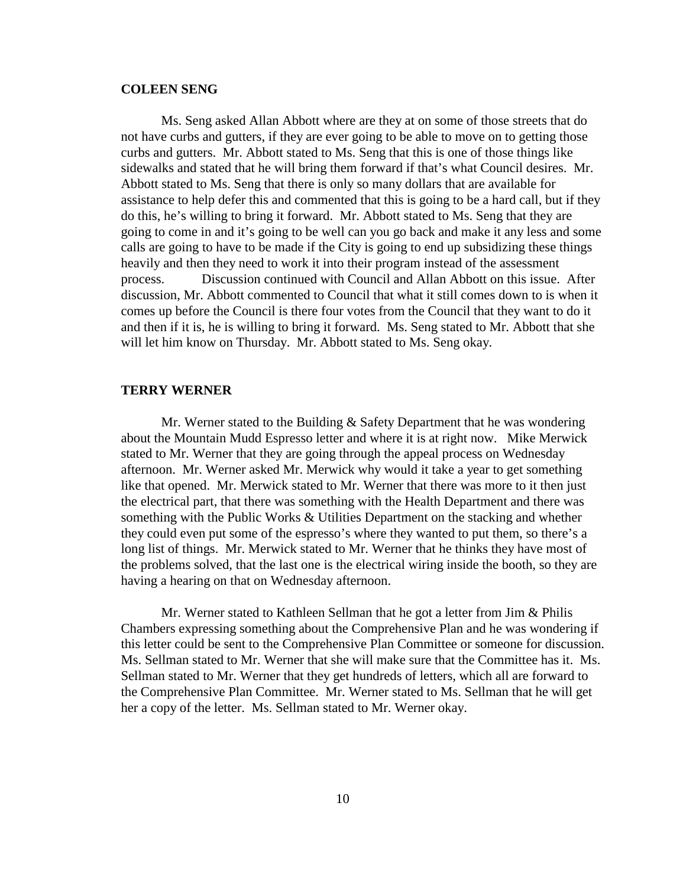**COLEEN SENG**

Ms. Seng asked Allan Abbott where are they at on some of those streets that do not have curbs and gutters, if they are ever going to be able to move on to getting those curbs and gutters. Mr. Abbott stated to Ms. Seng that this is one of those things like sidewalks and stated that he will bring them forward if that's what Council desires. Mr. Abbott stated to Ms. Seng that there is only so many dollars that are available for assistance to help defer this and commented that this is going to be a hard call, but if they do this, he's willing to bring it forward. Mr. Abbott stated to Ms. Seng that they are going to come in and it's going to be well can you go back and make it any less and some calls are going to have to be made if the City is going to end up subsidizing these things heavily and then they need to work it into their program instead of the assessment process. Discussion continued with Council and Allan Abbott on this issue. After discussion, Mr. Abbott commented to Council that what it still comes down to is when it comes up before the Council is there four votes from the Council that they want to do it and then if it is, he is willing to bring it forward. Ms. Seng stated to Mr. Abbott that she will let him know on Thursday. Mr. Abbott stated to Ms. Seng okay.

**TERRY WERNER**

Mr. Werner stated to the Building & Safety Department that he was wondering about the Mountain Mudd Espresso letter and where it is at right now. Mike Merwick stated to Mr. Werner that they are going through the appeal process on Wednesday afternoon. Mr. Werner asked Mr. Merwick why would it take a year to get something like that opened. Mr. Merwick stated to Mr. Werner that there was more to it then just the electrical part, that there was something with the Health Department and there was something with the Public Works & Utilities Department on the stacking and whether they could even put some of the espresso's where they wanted to put them, so there's a long list of things. Mr. Merwick stated to Mr. Werner that he thinks they have most of the problems solved, that the last one is the electrical wiring inside the booth, so they are having a hearing on that on Wednesday afternoon.

Mr. Werner stated to Kathleen Sellman that he got a letter from Jim & Philis Chambers expressing something about the Comprehensive Plan and he was wondering if this letter could be sent to the Comprehensive Plan Committee or someone for discussion. Ms. Sellman stated to Mr. Werner that she will make sure that the Committee has it. Ms. Sellman stated to Mr. Werner that they get hundreds of letters, which all are forward to the Comprehensive Plan Committee. Mr. Werner stated to Ms. Sellman that he will get her a copy of the letter. Ms. Sellman stated to Mr. Werner okay.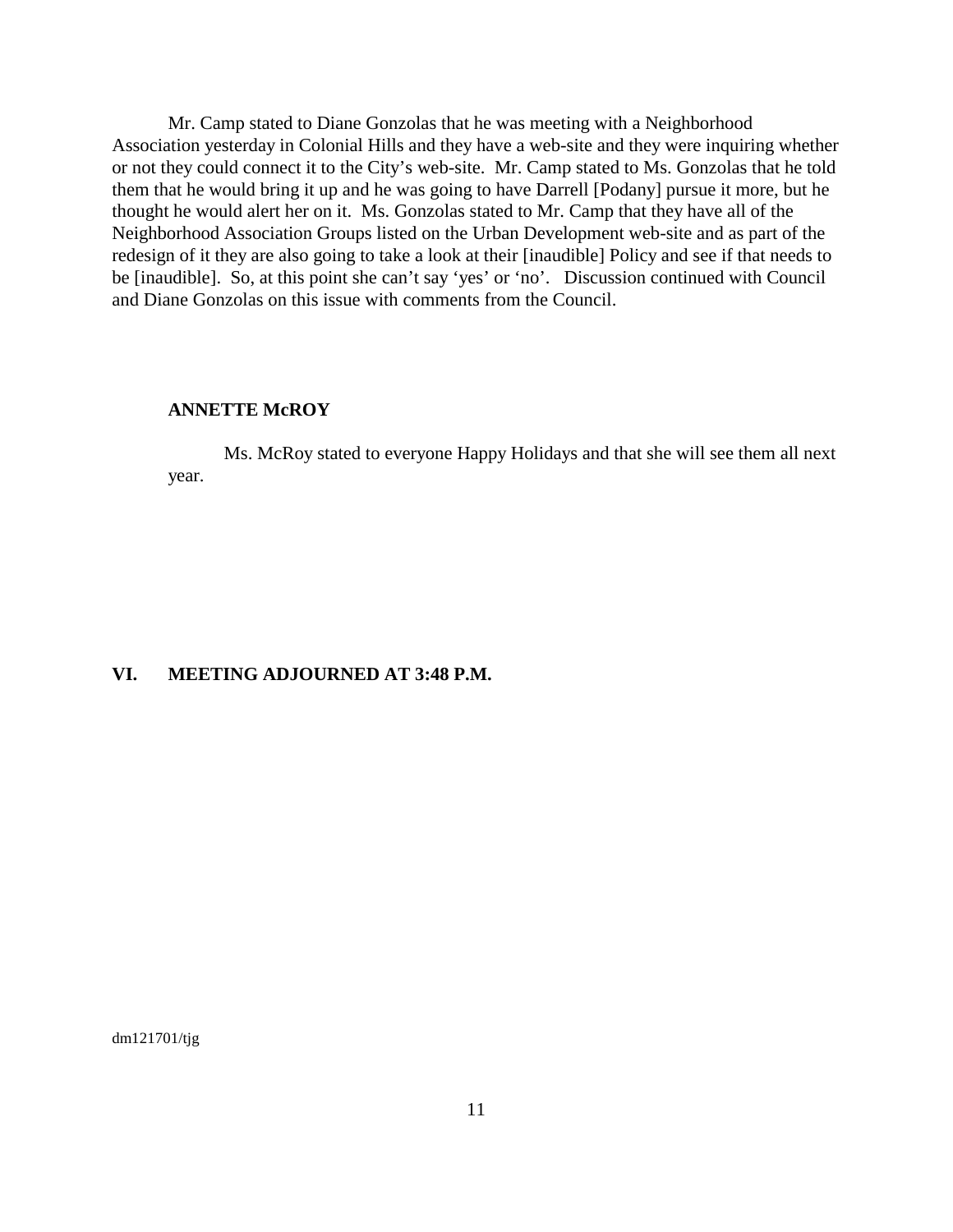Mr. Camp stated to Diane Gonzolas that he was meeting with a Neighborhood Association yesterday in Colonial Hills and they have a web-site and they were inquiring whether or not they could connect it to the City's web-site. Mr. Camp stated to Ms. Gonzolas that he told them that he would bring it up and he was going to have Darrell [Podany] pursue it more, but he thought he would alert her on it. Ms. Gonzolas stated to Mr. Camp that they have all of the Neighborhood Association Groups listed on the Urban Development web-site and as part of the redesign of it they are also going to take a look at their [inaudible] Policy and see if that needs to be [inaudible]. So, at this point she can't say 'yes' or 'no'. Discussion continued with Council and Diane Gonzolas on this issue with comments from the Council.

**ANNETTE McROY**

Ms. McRoy stated to everyone Happy Holidays and that she will see them all next year.

## VI. MEETING ADJOURNED AT 3:48 P.M.

dm121701/tjg